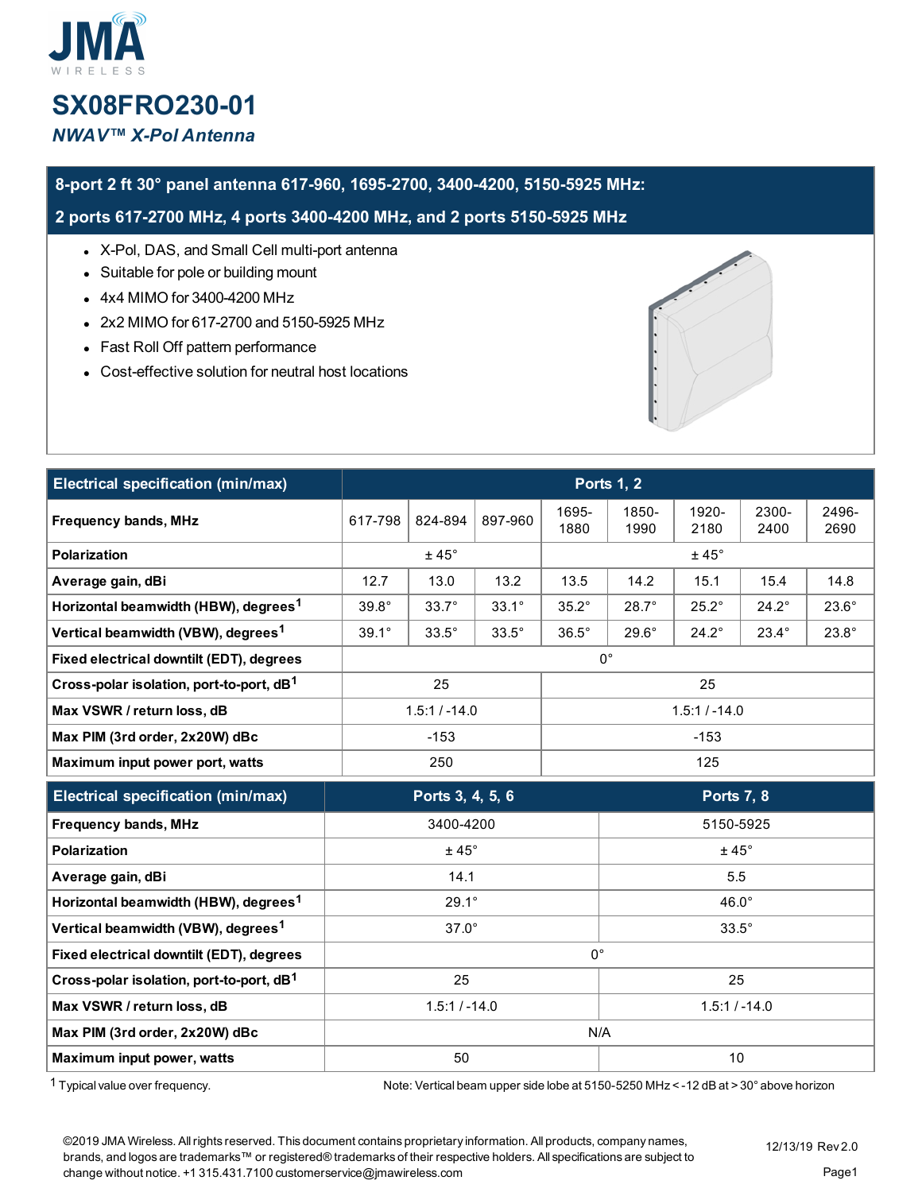# SX08FRO230-01

*NWAV™ X-Pol Antenna*

## 8-port 2 ft 30° panel antenna 617-960, 1695-2700, 3400-4200, 5150-5925 MHz: 2 ports 617-2700 MHz, 4 ports 3400-4200 MHz, and 2 ports 5150-5925 MHz

- X-Pol, DAS, and Small Cell multi-port antenna
- Suitable for pole or building mount
- 4x4 MIMO for 3400-4200 MHz
- 2x2 MIMO for 617-2700 and 5150-5925 MHz
- Fast Roll Off pattern performance
- Cost-effective solution for neutral host locations

| Electrical specification (min/max) | Ports 1, 2 | | | | | | | |
|---|---|---|---|---|---|---|---|---|
| Frequency bands, MHz | 617-798 | 824-894 | 897-960 | 1695-1880 | 1850-1990 | 1920-2180 | 2300-2400 | 2496-2690 |
| Polarization | ± 45° | | | ± 45° | | | | |
| Average gain, dBi | 12.7 | 13.0 | 13.2 | 13.5 | 14.2 | 15.1 | 15.4 | 14.8 |
| Horizontal beamwidth (HBW), degrees[1] | 39.8° | 33.7° | 33.1° | 35.2° | 28.7° | 25.2° | 24.2° | 23.6° |
| Vertical beamwidth (VBW), degrees[1] | 39.1° | 33.5° | 33.5° | 36.5° | 29.6° | 24.2° | 23.4° | 23.8° |
| Fixed electrical downtilt (EDT), degrees | 0° | | | | | | | |
| Cross-polar isolation, port-to-port, dB[1] | 25 | | | 25 | | | | |
| Max VSWR / return loss, dB | 1.5:1 / -14.0 | | | 1.5:1 / -14.0 | | | | |
| Max PIM (3rd order, 2x20W) dBc | -153 | | | -153 | | | | |
| Maximum input power port, watts | 250 | | | 125 | | | | |

| Electrical specification (min/max) | Ports 3, 4, 5, 6 | Ports 7, 8 |
|---|---|---|
| Frequency bands, MHz | 3400-4200 | 5150-5925 |
| Polarization | ± 45° | ± 45° |
| Average gain, dBi | 14.1 | 5.5 |
| Horizontal beamwidth (HBW), degrees[1] | 29.1° | 46.0° |
| Vertical beamwidth (VBW), degrees[1] | 37.0° | 33.5° |
| Fixed electrical downtilt (EDT), degrees | 0° | |
| Cross-polar isolation, port-to-port, dB[1] | 25 | 25 |
| Max VSWR / return loss, dB | 1.5:1 / -14.0 | 1.5:1 / -14.0 |
| Max PIM (3rd order, 2x20W) dBc | N/A | |
| Maximum input power, watts | 50 | 10 |

[1] Typical value over frequency.

Note: Vertical beam upper side lobe at 5150-5250 MHz < -12 dB at > 30° above horizon

©2019 JMA Wireless. All rights reserved. This document contains proprietary information. All products, company names, brands, and logos are trademarks™ or registered® trademarks of their respective holders. All specifications are subject to change without notice. +1 315.431.7100 customerservice@jmawireless.com

12/13/19 Rev 2.0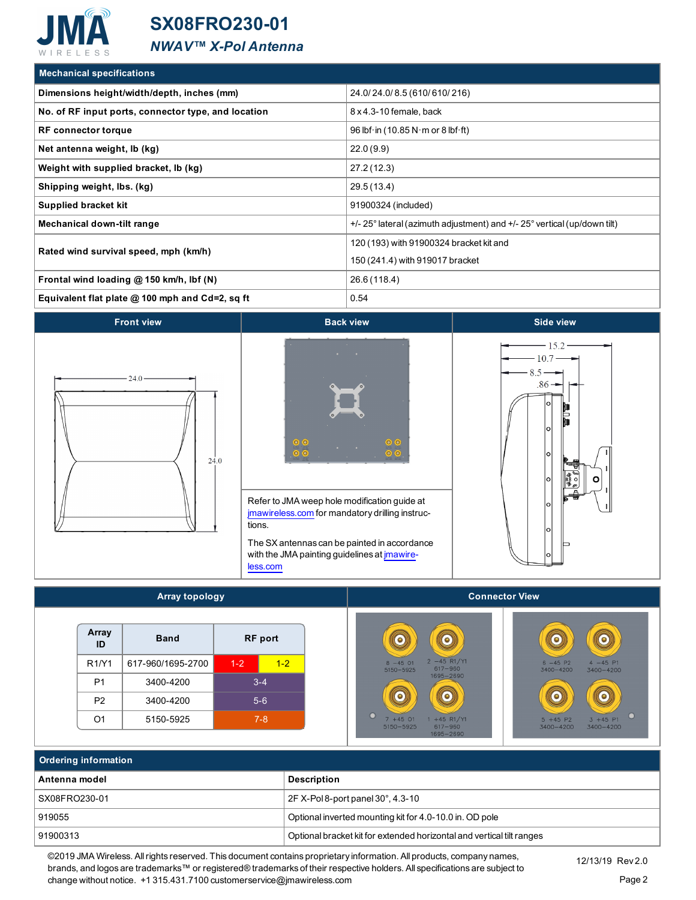# SX08FRO230-01

## *NWAV™ X-Pol Antenna*

| Mechanical specifications | |
|---|---|
| **Dimensions height/width/depth, inches (mm)** | 24.0/ 24.0/ 8.5 (610/ 610/ 216) |
| **No. of RF input ports, connector type, and location** | 8 x 4.3-10 female, back |
| **RF connector torque** | 96 lbf·in (10.85 N·m or 8 lbf·ft) |
| **Net antenna weight, lb (kg)** | 22.0 (9.9) |
| **Weight with supplied bracket, lb (kg)** | 27.2 (12.3) |
| **Shipping weight, lbs. (kg)** | 29.5 (13.4) |
| **Supplied bracket kit** | 91900324 (included) |
| **Mechanical down-tilt range** | +/- 25° lateral (azimuth adjustment) and +/- 25° vertical (up/down tilt) |
| **Rated wind survival speed, mph (km/h)** | 120 (193) with 91900324 bracket kit and 150 (241.4) with 919017 bracket |
| **Frontal wind loading @ 150 km/h, lbf (N)** | 26.6 (118.4) |
| **Equivalent flat plate @ 100 mph and Cd=2, sq ft** | 0.54 |

**Front view**

24.0

24.0

**Back view**

Refer to JMA weep hole modification guide at jmawireless.com for mandatory drilling instructions.

The SX antennas can be painted in accordance with the JMA painting guidelines at jmawireless.com

**Side view**

15.2

10.7

8.5

.86

**Array topology**

| Array ID | Band | RF port | |
|---|---|---|---|
| R1/Y1 | 617-960/1695-2700 | 1-2 | 1-2 |
| P1 | 3400-4200 | 3-4 | |
| P2 | 3400-4200 | 5-6 | |
| O1 | 5150-5925 | 7-8 | |

**Connector View**

8 −45 O1
5150−5925

2 −45 R1/Y1
617−960
1695−2690

7 +45 O1
5150−5925

1 +45 R1/Y1
617−960
1695−2690

6 −45 P2
3400−4200

4 −45 P1
3400−4200

5 +45 P2
3400−4200

3 +45 P1
3400−4200

| Ordering information | |
|---|---|
| **Antenna model** | **Description** |
| SX08FRO230-01 | 2F X-Pol 8-port panel 30°, 4.3-10 |
| 919055 | Optional inverted mounting kit for 4.0-10.0 in. OD pole |
| 91900313 | Optional bracket kit for extended horizontal and vertical tilt ranges |

©2019 JMA Wireless. All rights reserved. This document contains proprietary information. All products, company names, brands, and logos are trademarks™ or registered® trademarks of their respective holders. All specifications are subject to change without notice. +1 315.431.7100 customerservice@jmawireless.com

12/13/19 Rev 2.0